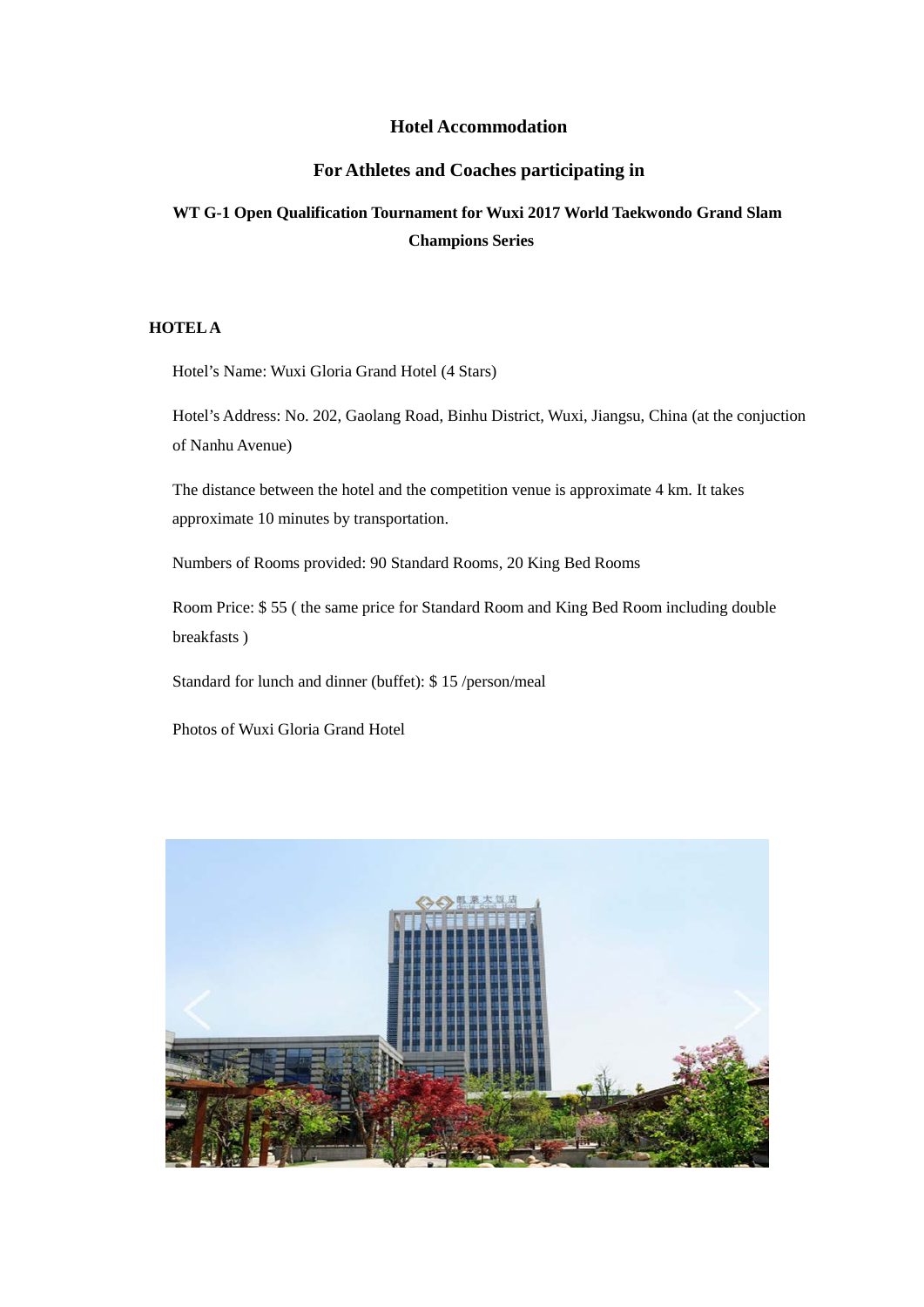# Hotel Accommodation

## For Athletes and Coaches participating in

### WT G-1 Open Qualification Tournament for Wuxi 2017 World Taekwondo Grand Slam Champions Series

**HOTEL A**

Hotel's Name: Wuxi Gloria Grand Hotel (4 Stars)

Hotel's Address: No. 202, Gaolang Road, Binhu District, Wuxi, Jiangsu, China (at the conjuction of Nanhu Avenue)

The distance between the hotel and the competition venue is approximate 4 km. It takes approximate 10 minutes by transportation.

Numbers of Rooms provided: 90 Standard Rooms, 20 King Bed Rooms

Room Price: $ 55 ( the same price for Standard Room and King Bed Room including double breakfasts )

Standard for lunch and dinner (buffet): $ 15 /person/meal

Photos of Wuxi Gloria Grand Hotel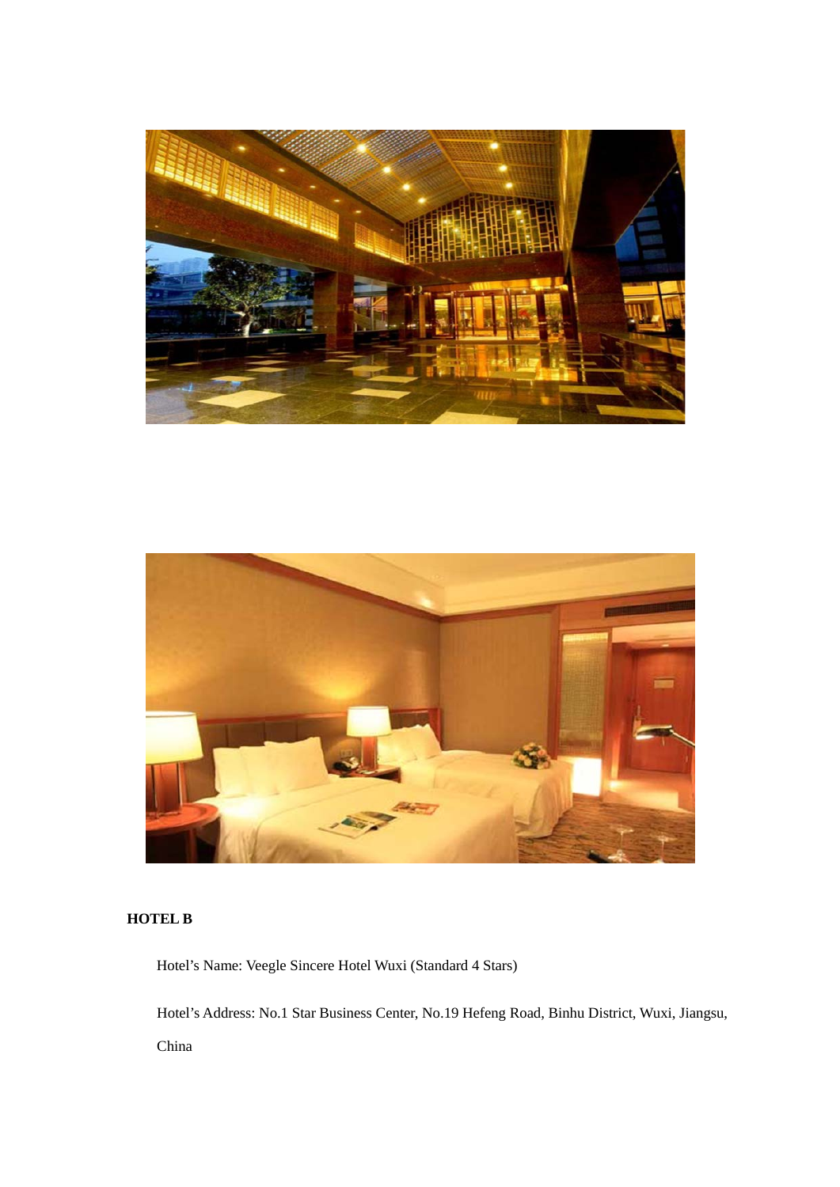**HOTEL B**

Hotel's Name: Veegle Sincere Hotel Wuxi (Standard 4 Stars)

Hotel's Address: No.1 Star Business Center, No.19 Hefeng Road, Binhu District, Wuxi, Jiangsu, China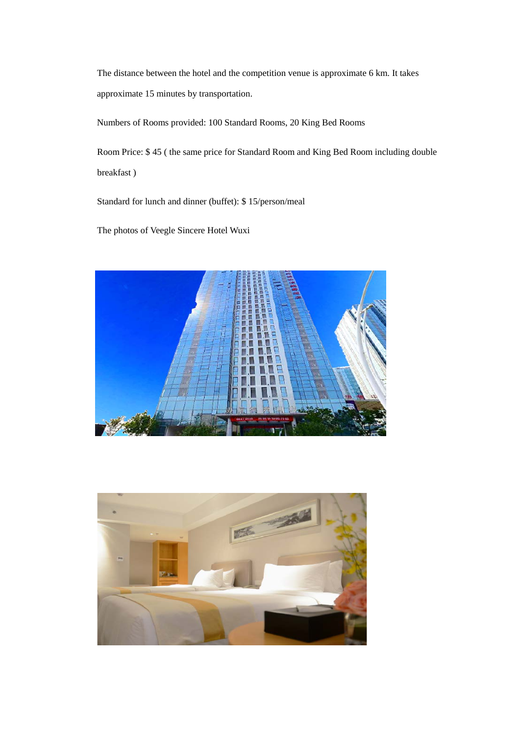The distance between the hotel and the competition venue is approximate 6 km. It takes approximate 15 minutes by transportation.

Numbers of Rooms provided: 100 Standard Rooms, 20 King Bed Rooms

Room Price: $ 45 ( the same price for Standard Room and King Bed Room including double breakfast )

Standard for lunch and dinner (buffet): $ 15/person/meal

The photos of Veegle Sincere Hotel Wuxi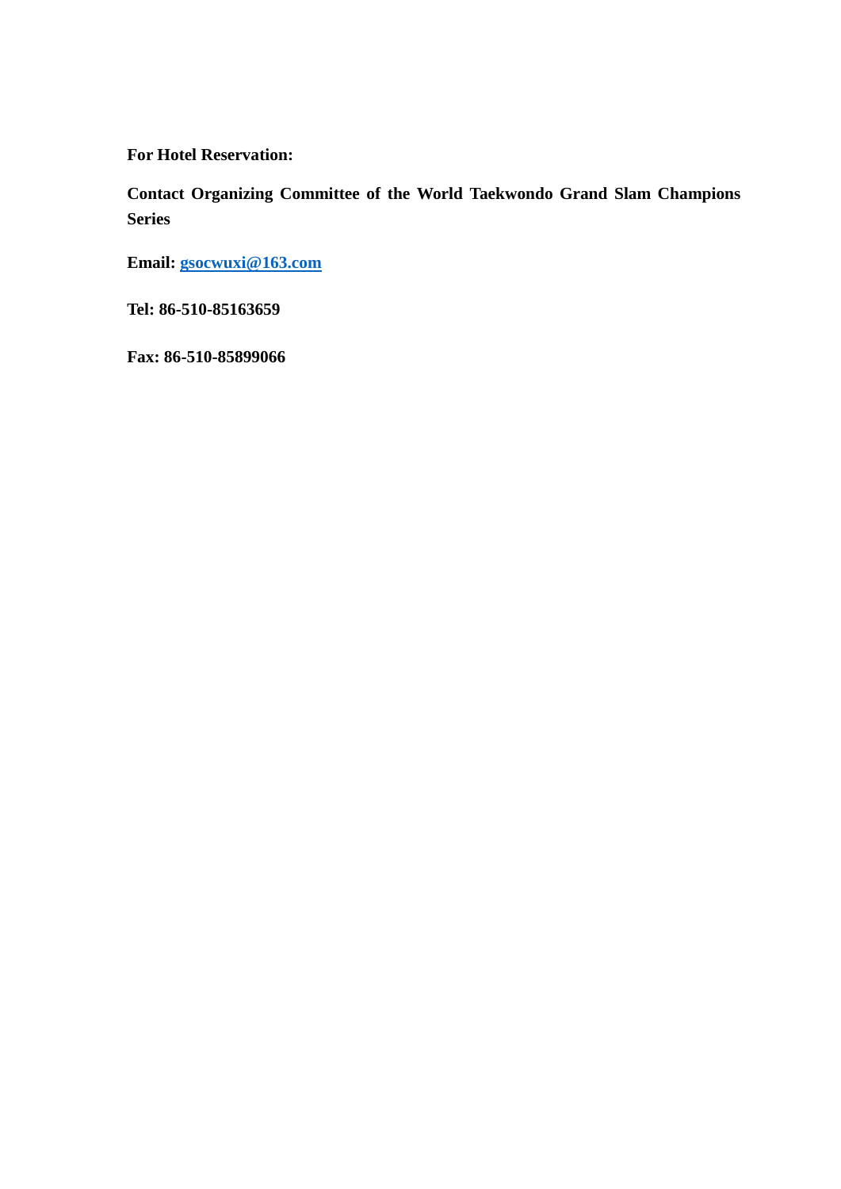**For Hotel Reservation:**

**Contact Organizing Committee of the World Taekwondo Grand Slam Champions Series**

**Email: gsocwuxi@163.com**

**Tel: 86-510-85163659**

**Fax: 86-510-85899066**